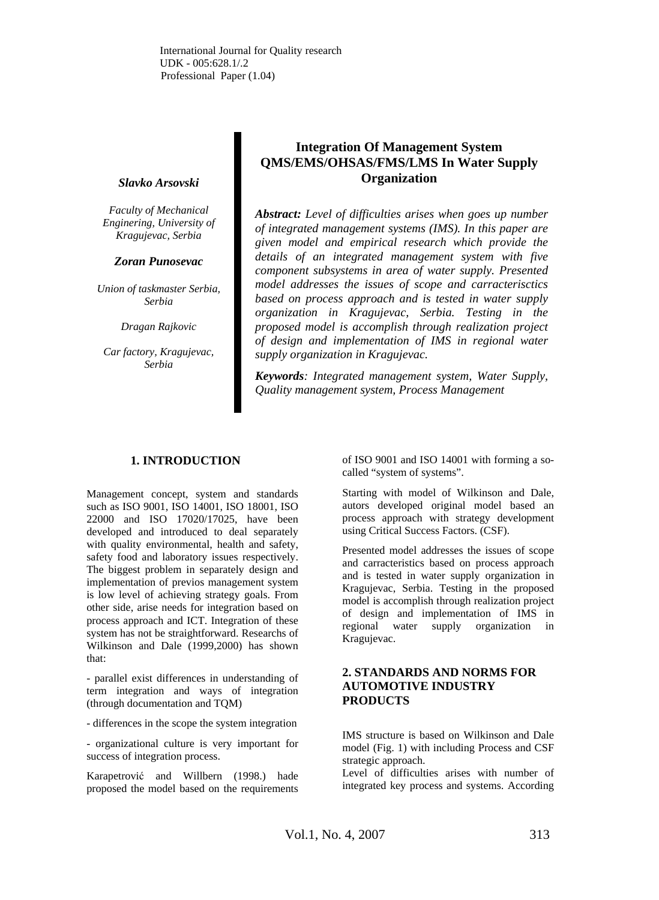International Journal for Quality research
UDK - 005:628.1/.2
Professional Paper (1.04)

# Integration Of Management System QMS/EMS/OHSAS/FMS/LMS In Water Supply Organization

***Slavko Arsovski***

*Faculty of Mechanical Enginering, University of Kragujevac, Serbia*

***Zoran Punosevac***

*Union of taskmaster Serbia, Serbia*

*Dragan Rajkovic*

*Car factory, Kragujevac, Serbia*

***Abstract:*** *Level of difficulties arises when goes up number of integrated management systems (IMS). In this paper are given model and empirical research which provide the details of an integrated management system with five component subsystems in area of water supply. Presented model addresses the issues of scope and carracterisctics based on process approach and is tested in water supply organization in Kragujevac, Serbia. Testing in the proposed model is accomplish through realization project of design and implementation of IMS in regional water supply organization in Kragujevac.*

***Keywords****: Integrated management system, Water Supply, Quality management system, Process Management*

## 1. INTRODUCTION

Management concept, system and standards such as ISO 9001, ISO 14001, ISO 18001, ISO 22000 and ISO 17020/17025, have been developed and introduced to deal separately with quality environmental, health and safety, safety food and laboratory issues respectively. The biggest problem in separately design and implementation of previos management system is low level of achieving strategy goals. From other side, arise needs for integration based on process approach and ICT. Integration of these system has not be straightforward. Researchs of Wilkinson and Dale (1999,2000) has shown that:

- parallel exist differences in understanding of term integration and ways of integration (through documentation and TQM)

- differences in the scope the system integration

- organizational culture is very important for success of integration process.

Karapetrović and Willbern (1998.) hade proposed the model based on the requirements of ISO 9001 and ISO 14001 with forming a so-called "system of systems".

Starting with model of Wilkinson and Dale, autors developed original model based an process approach with strategy development using Critical Success Factors. (CSF).

Presented model addresses the issues of scope and carracteristics based on process approach and is tested in water supply organization in Kragujevac, Serbia. Testing in the proposed model is accomplish through realization project of design and implementation of IMS in regional water supply organization in Kragujevac.

## 2. STANDARDS AND NORMS FOR AUTOMOTIVE INDUSTRY PRODUCTS

IMS structure is based on Wilkinson and Dale model (Fig. 1) with including Process and CSF strategic approach.

Level of difficulties arises with number of integrated key process and systems. According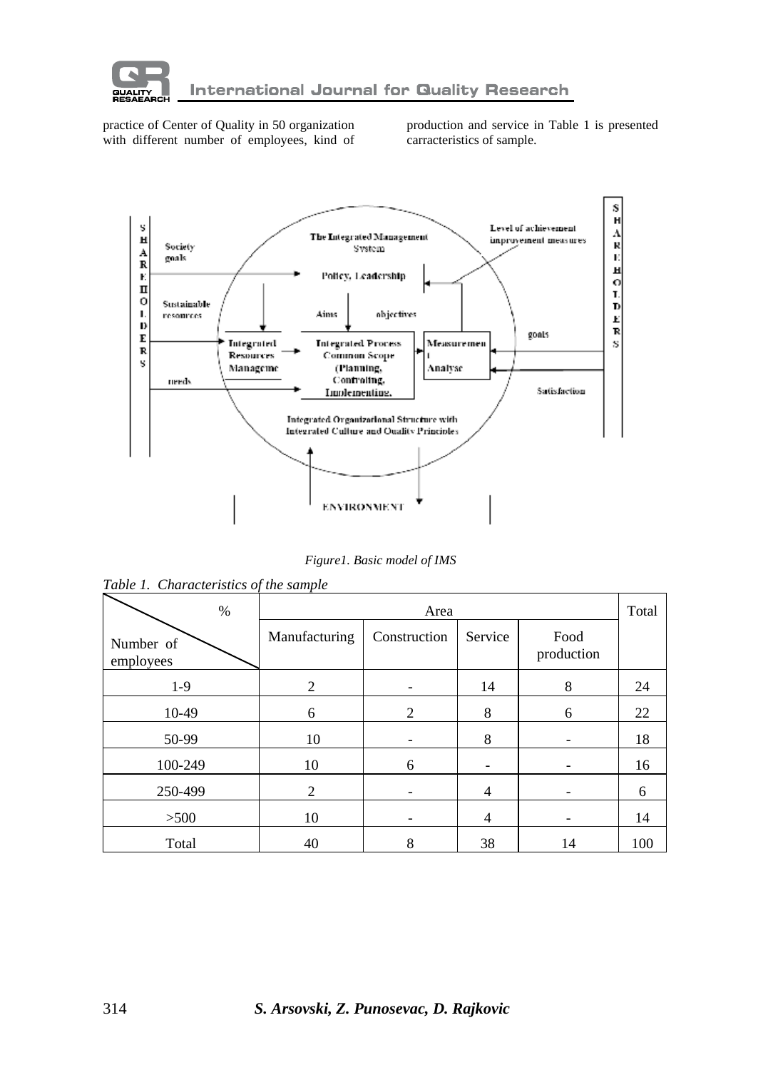practice of Center of Quality in 50 organization with different number of employees, kind of production and service in Table 1 is presented carracteristics of sample.

Figure1. Basic model of IMS

*Table 1. Characteristics of the sample*

| Number of employees \ % | Area | | | | Total |
|---|---|---|---|---|---|
| | Manufacturing | Construction | Service | Food production | |
| 1-9 | 2 | - | 14 | 8 | 24 |
| 10-49 | 6 | 2 | 8 | 6 | 22 |
| 50-99 | 10 | - | 8 | - | 18 |
| 100-249 | 10 | 6 | - | - | 16 |
| 250-499 | 2 | - | 4 | - | 6 |
| >500 | 10 | - | 4 | - | 14 |
| Total | 40 | 8 | 38 | 14 | 100 |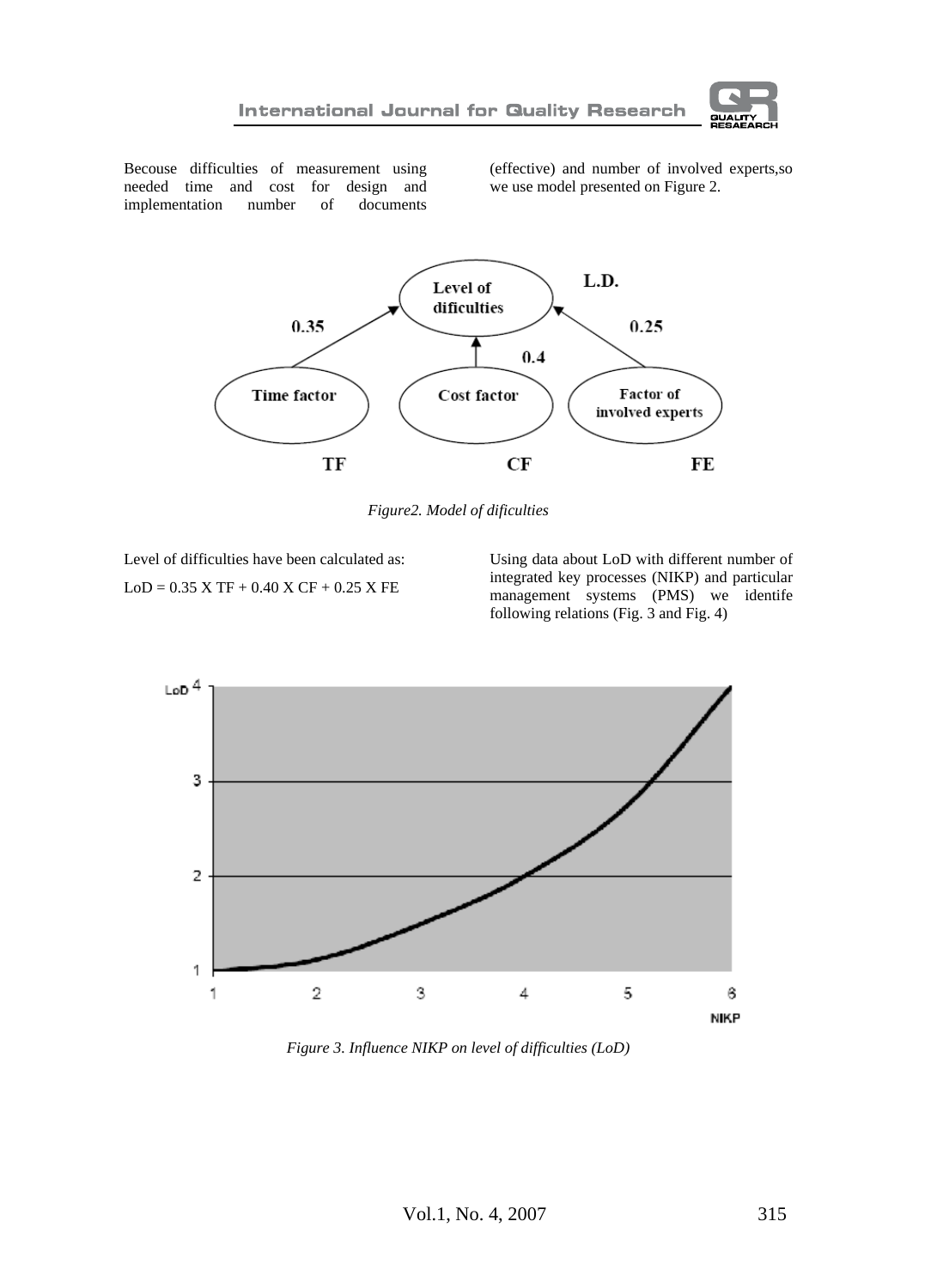Becouse difficulties of measurement using needed time and cost for design and implementation number of documents (effective) and number of involved experts,so we use model presented on Figure 2.

*Figure2. Model of dificulties*

Level of difficulties have been calculated as:

LoD = 0.35 X TF + 0.40 X CF + 0.25 X FE

Using data about LoD with different number of integrated key processes (NIKP) and particular management systems (PMS) we identife following relations (Fig. 3 and Fig. 4)

*Figure 3. Influence NIKP on level of difficulties (LoD)*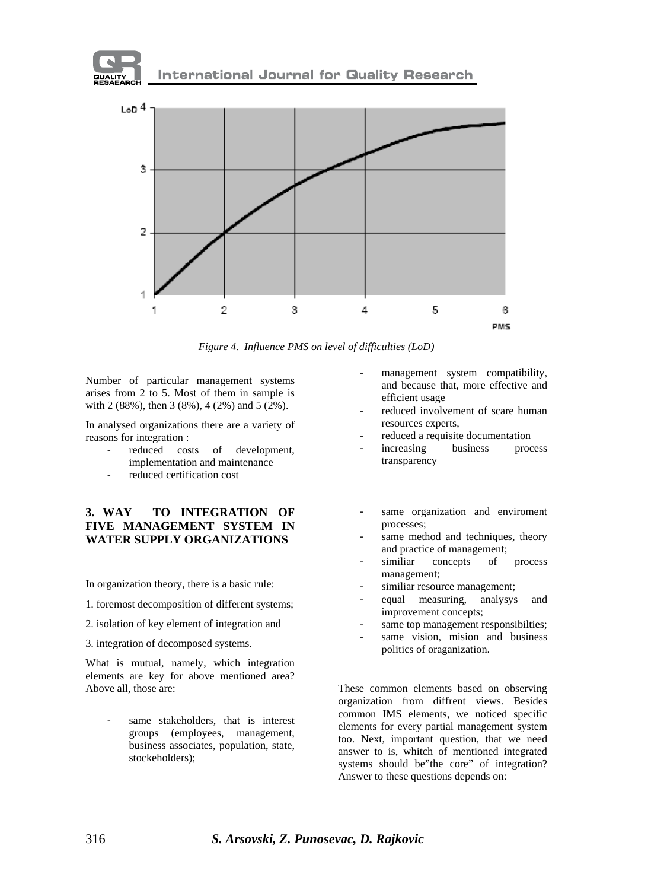*Figure 4. Influence PMS on level of difficulties (LoD)*

Number of particular management systems arises from 2 to 5. Most of them in sample is with 2 (88%), then 3 (8%), 4 (2%) and 5 (2%).

In analysed organizations there are a variety of reasons for integration :

- reduced costs of development, implementation and maintenance
- reduced certification cost
- management system compatibility, and because that, more effective and efficient usage
- reduced involvement of scare human resources experts,
- reduced a requisite documentation
- increasing business process transparency

## 3. WAY TO INTEGRATION OF FIVE MANAGEMENT SYSTEM IN WATER SUPPLY ORGANIZATIONS

In organization theory, there is a basic rule:

1. foremost decomposition of different systems;
2. isolation of key element of integration and
3. integration of decomposed systems.

What is mutual, namely, which integration elements are key for above mentioned area? Above all, those are:

- same stakeholders, that is interest groups (employees, management, business associates, population, state, stockeholders);
- same organization and enviroment processes;
- same method and techniques, theory and practice of management;
- similiar concepts of process management;
- similiar resource management;
- equal measuring, analysys and improvement concepts;
- same top management responsibilties;
- same vision, mision and business politics of oraganization.

These common elements based on observing organization from diffrent views. Besides common IMS elements, we noticed specific elements for every partial management system too. Next, important question, that we need answer to is, whitch of mentioned integrated systems should be"the core" of integration? Answer to these questions depends on: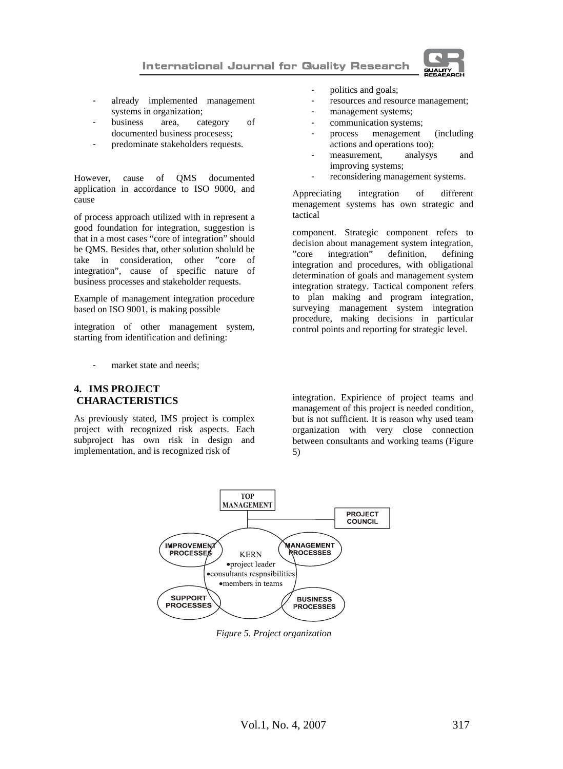- already implemented management systems in organization;
- business area, category of documented business procesess;
- predominate stakeholders requests.

However, cause of QMS documented application in accordance to ISO 9000, and cause

of process approach utilized with in represent a good foundation for integration, suggestion is that in a most cases "core of integration" should be QMS. Besides that, other solution sholuld be take in consideration, other "core of integration", cause of specific nature of business processes and stakeholder requests.

Example of management integration procedure based on ISO 9001, is making possible

integration of other management system, starting from identification and defining:

- market state and needs;
- politics and goals;
- resources and resource management;
- management systems;
- communication systems;
- process menagement (including actions and operations too);
- measurement, analysys and improving systems;
- reconsidering management systems.

Appreciating integration of different menagement systems has own strategic and tactical

component. Strategic component refers to decision about management system integration, "core integration" definition, defining integration and procedures, with obligational determination of goals and management system integration strategy. Tactical component refers to plan making and program integration, surveying management system integration procedure, making decisions in particular control points and reporting for strategic level.

## 4. IMS PROJECT CHARACTERISTICS

As previously stated, IMS project is complex project with recognized risk aspects. Each subproject has own risk in design and implementation, and is recognized risk of

integration. Expirience of project teams and management of this project is needed condition, but is not sufficient. It is reason why used team organization with very close connection between consultants and working teams (Figure 5)

TOP MANAGEMENT

PROJECT COUNCIL

IMPROVEMENT PROCESSES

MANAGEMENT PROCESSES

KERN
- project leader
- consultants respnsibilities
- members in teams

SUPPORT PROCESSES

BUSINESS PROCESSES

*Figure 5. Project organization*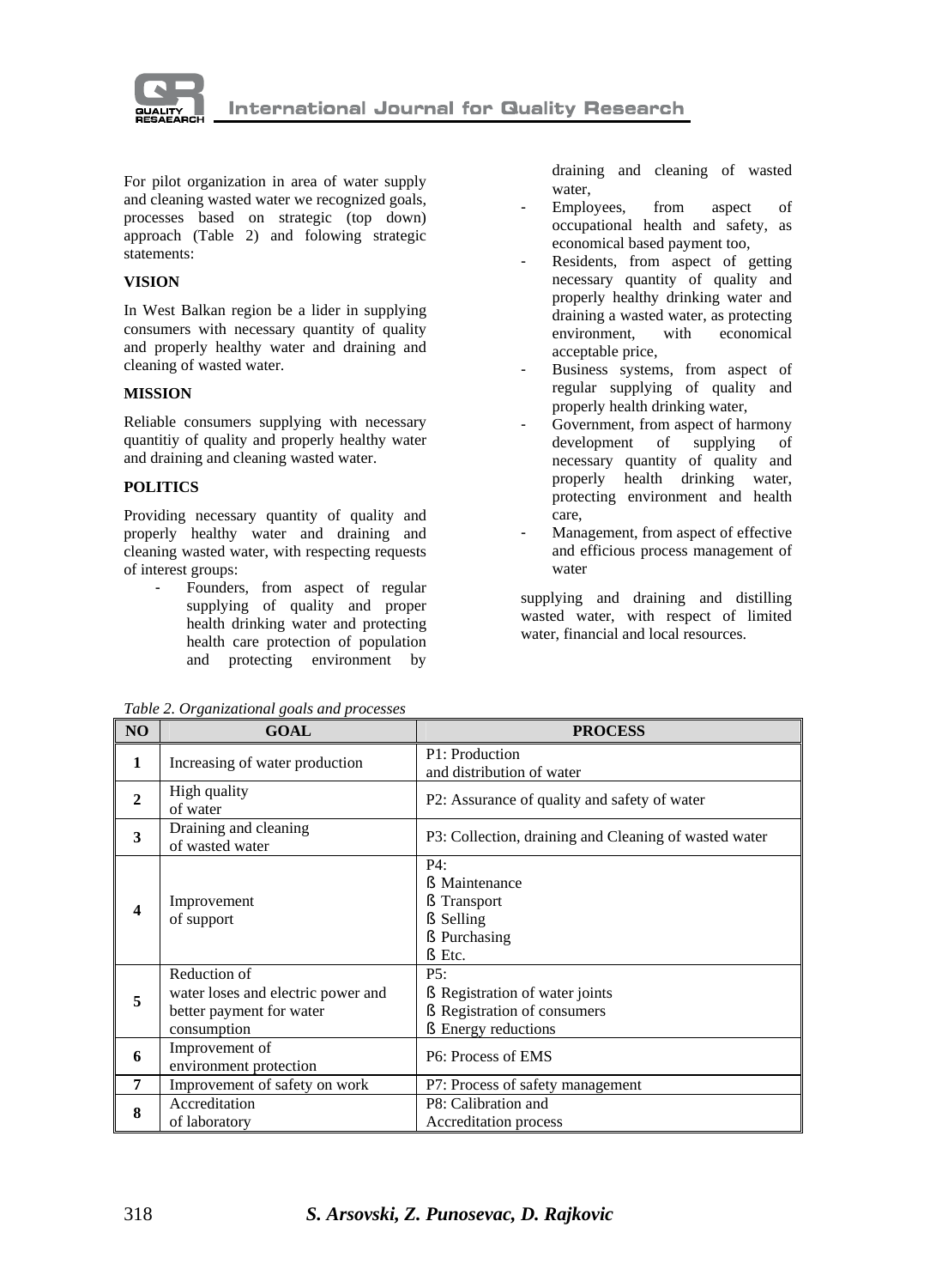For pilot organization in area of water supply and cleaning wasted water we recognized goals, processes based on strategic (top down) approach (Table 2) and folowing strategic statements:

**VISION**

In West Balkan region be a lider in supplying consumers with necessary quantity of quality and properly healthy water and draining and cleaning of wasted water.

**MISSION**

Reliable consumers supplying with necessary quantitiy of quality and properly healthy water and draining and cleaning wasted water.

**POLITICS**

Providing necessary quantity of quality and properly healthy water and draining and cleaning wasted water, with respecting requests of interest groups:

- Founders, from aspect of regular supplying of quality and proper health drinking water and protecting health care protection of population and protecting environment by draining and cleaning of wasted water,
- Employees, from aspect of occupational health and safety, as economical based payment too,
- Residents, from aspect of getting necessary quantity of quality and properly healthy drinking water and draining a wasted water, as protecting environment, with economical acceptable price,
- Business systems, from aspect of regular supplying of quality and properly health drinking water,
- Government, from aspect of harmony development of supplying of necessary quantity of quality and properly health drinking water, protecting environment and health care,
- Management, from aspect of effective and efficious process management of water

supplying and draining and distilling wasted water, with respect of limited water, financial and local resources.

*Table 2. Organizational goals and processes*

| NO | GOAL | PROCESS |
|---|---|---|
| 1 | Increasing of water production | P1: Production and distribution of water |
| 2 | High quality of water | P2: Assurance of quality and safety of water |
| 3 | Draining and cleaning of wasted water | P3: Collection, draining and Cleaning of wasted water |
| 4 | Improvement of support | P4: § Maintenance § Transport § Selling § Purchasing § Etc. |
| 5 | Reduction of water loses and electric power and better payment for water consumption | P5: § Registration of water joints § Registration of consumers § Energy reductions |
| 6 | Improvement of environment protection | P6: Process of EMS |
| 7 | Improvement of safety on work | P7: Process of safety management |
| 8 | Accreditation of laboratory | P8: Calibration and Accreditation process |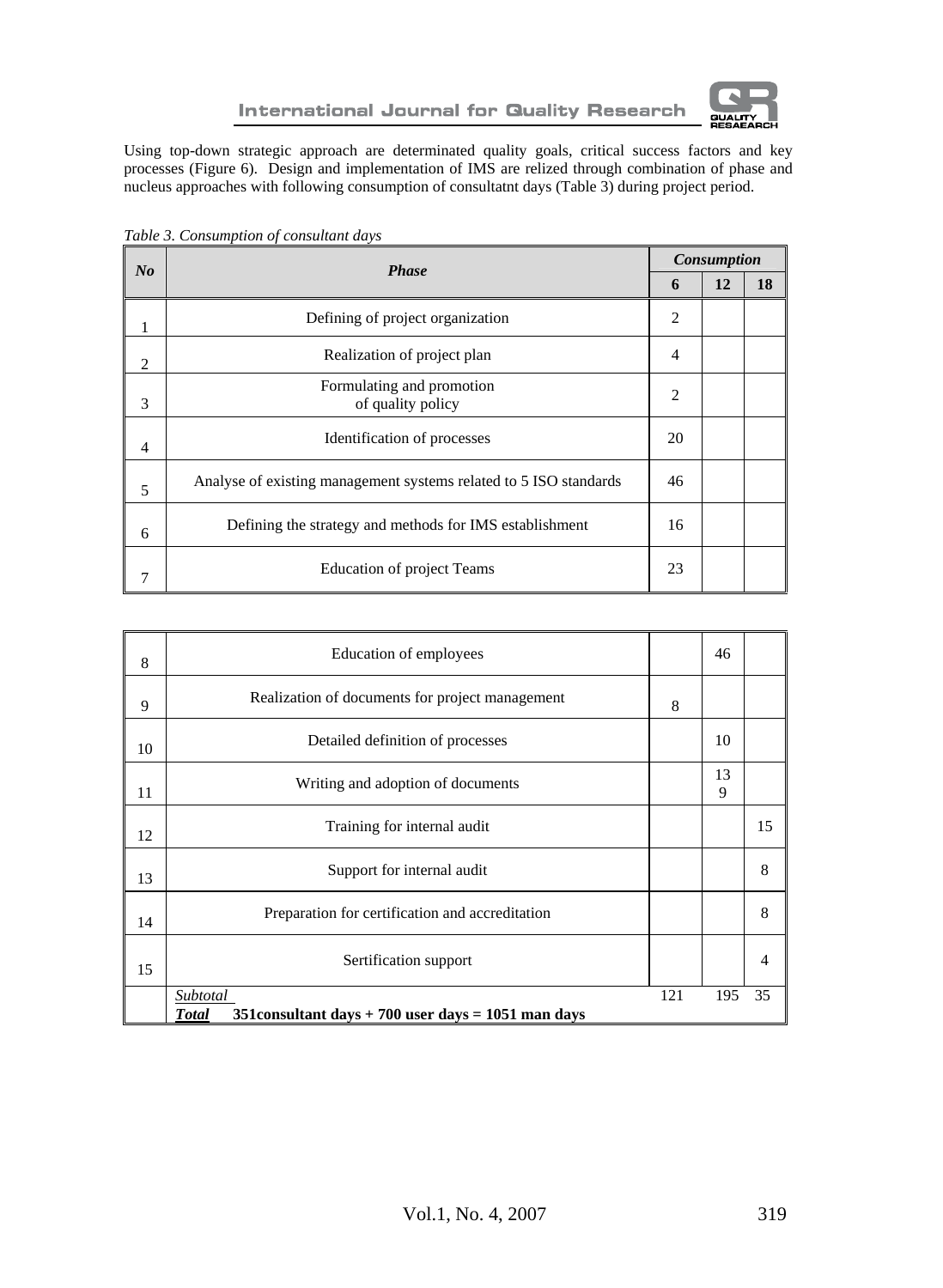Using top-down strategic approach are determinated quality goals, critical success factors and key processes (Figure 6). Design and implementation of IMS are relized through combination of phase and nucleus approaches with following consumption of consultatnt days (Table 3) during project period.

*Table 3. Consumption of consultant days*

| *No* | *Phase* | *Consumption* | | |
|---|---|---|---|---|
| | | **6** | **12** | **18** |
| 1 | Defining of project organization | 2 | | |
| 2 | Realization of project plan | 4 | | |
| 3 | Formulating and promotion of quality policy | 2 | | |
| 4 | Identification of processes | 20 | | |
| 5 | Analyse of existing management systems related to 5 ISO standards | 46 | | |
| 6 | Defining the strategy and methods for IMS establishment | 16 | | |
| 7 | Education of project Teams | 23 | | |
| 8 | Education of employees | | 46 | |
| 9 | Realization of documents for project management | 8 | | |
| 10 | Detailed definition of processes | | 10 | |
| 11 | Writing and adoption of documents | | 139 | |
| 12 | Training for internal audit | | | 15 |
| 13 | Support for internal audit | | | 8 |
| 14 | Preparation for certification and accreditation | | | 8 |
| 15 | Sertification support | | | 4 |
| | *Subtotal* | 121 | 195 | 35 |
| | ***Total*** **351consultant days + 700 user days = 1051 man days** | | | |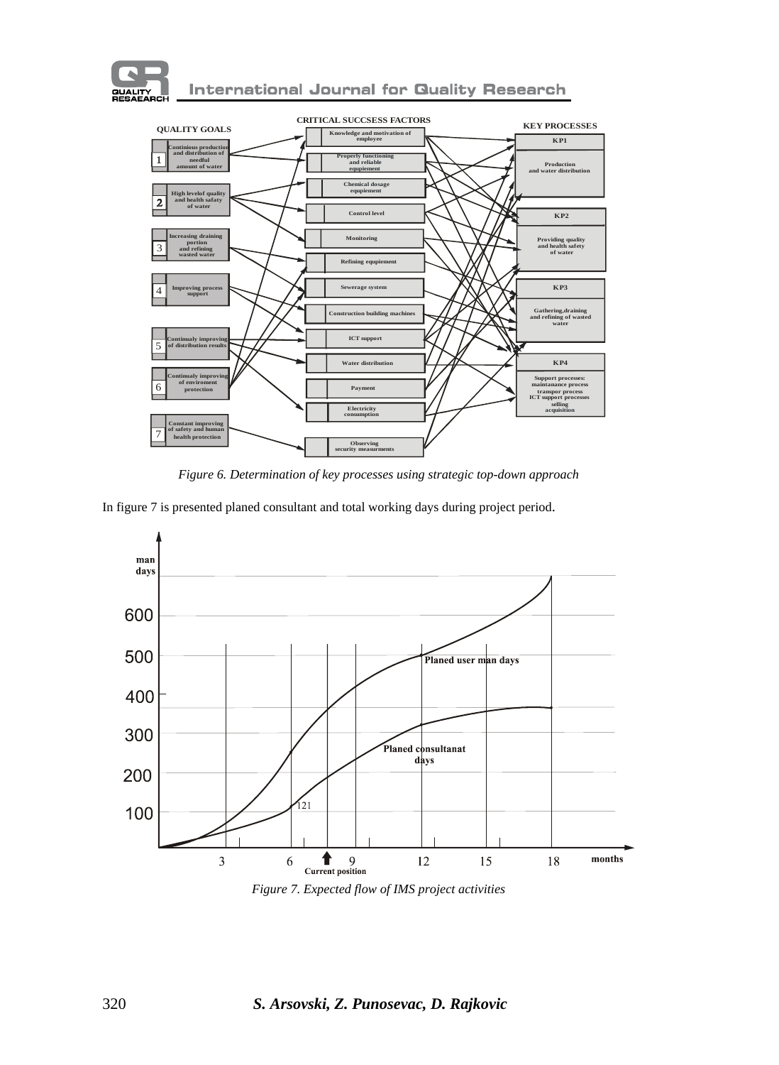*Figure 6. Determination of key processes using strategic top-down approach*

In figure 7 is presented planed consultant and total working days during project period.

*Figure 7. Expected flow of IMS project activities*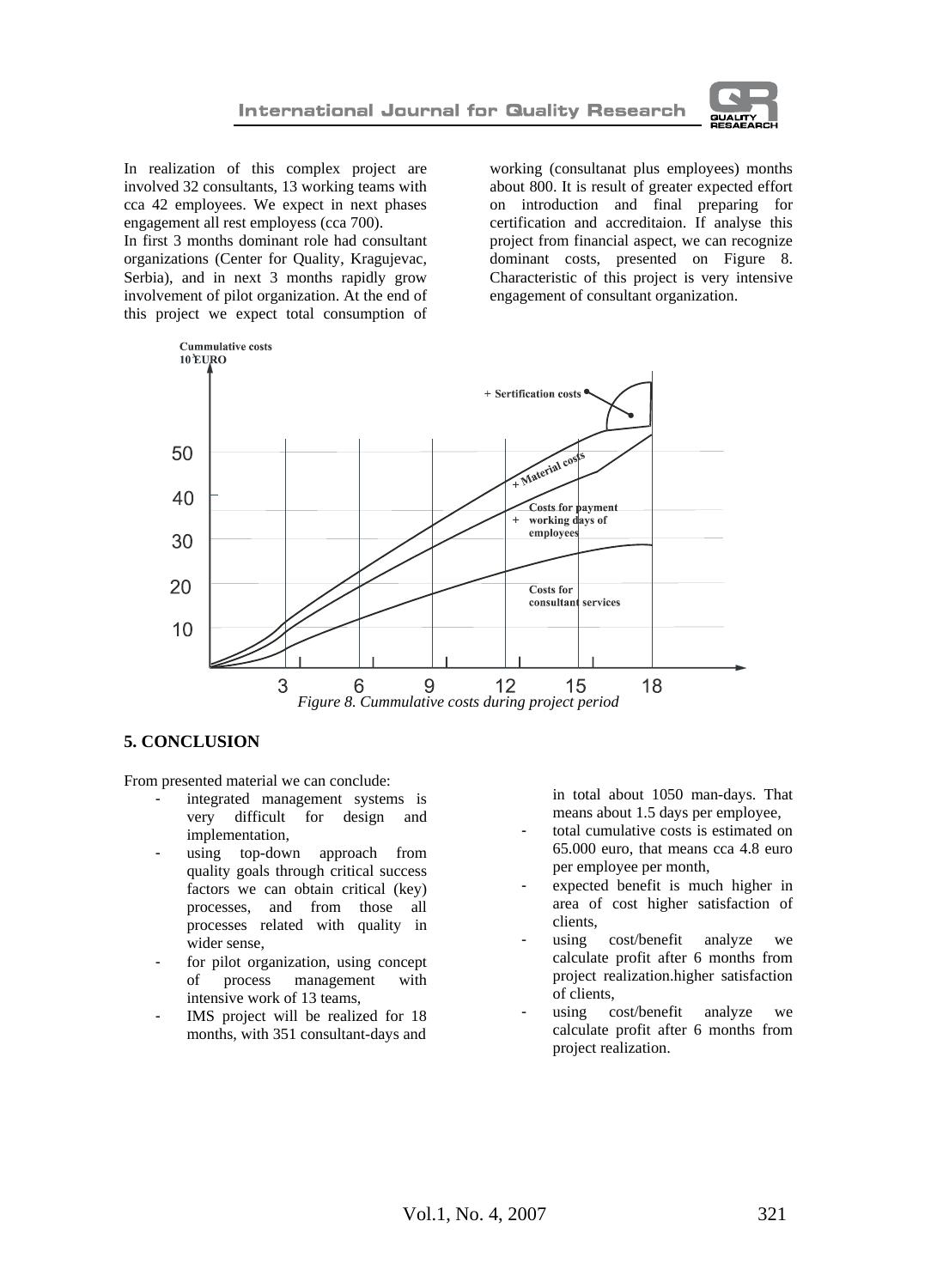In realization of this complex project are involved 32 consultants, 13 working teams with cca 42 employees. We expect in next phases engagement all rest employess (cca 700).

In first 3 months dominant role had consultant organizations (Center for Quality, Kragujevac, Serbia), and in next 3 months rapidly grow involvement of pilot organization. At the end of this project we expect total consumption of working (consultanat plus employees) months about 800. It is result of greater expected effort on introduction and final preparing for certification and accreditaion. If analyse this project from financial aspect, we can recognize dominant costs, presented on Figure 8. Characteristic of this project is very intensive engagement of consultant organization.

*Figure 8. Cummulative costs during project period*

## 5. CONCLUSION

From presented material we can conclude:

- integrated management systems is very difficult for design and implementation,
- using top-down approach from quality goals through critical success factors we can obtain critical (key) processes, and from those all processes related with quality in wider sense,
- for pilot organization, using concept of process management with intensive work of 13 teams,
- IMS project will be realized for 18 months, with 351 consultant-days and in total about 1050 man-days. That means about 1.5 days per employee,
- total cumulative costs is estimated on 65.000 euro, that means cca 4.8 euro per employee per month,
- expected benefit is much higher in area of cost higher satisfaction of clients,
- using cost/benefit analyze we calculate profit after 6 months from project realization.higher satisfaction of clients,
- using cost/benefit analyze we calculate profit after 6 months from project realization.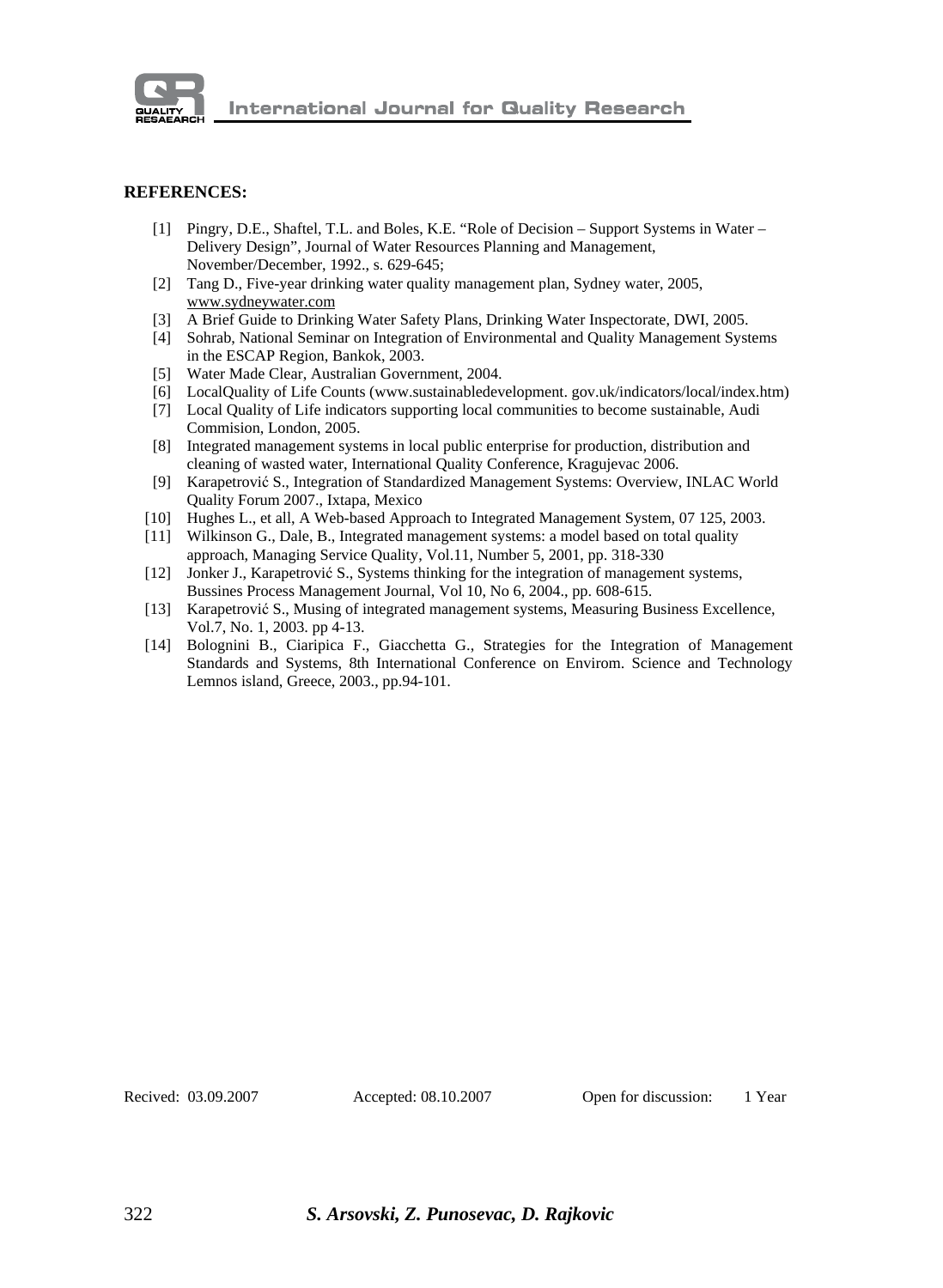**REFERENCES:**

[1] Pingry, D.E., Shaftel, T.L. and Boles, K.E. "Role of Decision – Support Systems in Water – Delivery Design", Journal of Water Resources Planning and Management, November/December, 1992., s. 629-645;

[2] Tang D., Five-year drinking water quality management plan, Sydney water, 2005, www.sydneywater.com

[3] A Brief Guide to Drinking Water Safety Plans, Drinking Water Inspectorate, DWI, 2005.

[4] Sohrab, National Seminar on Integration of Environmental and Quality Management Systems in the ESCAP Region, Bankok, 2003.

[5] Water Made Clear, Australian Government, 2004.

[6] LocalQuality of Life Counts (www.sustainabledevelopment. gov.uk/indicators/local/index.htm)

[7] Local Quality of Life indicators supporting local communities to become sustainable, Audi Commision, London, 2005.

[8] Integrated management systems in local public enterprise for production, distribution and cleaning of wasted water, International Quality Conference, Kragujevac 2006.

[9] Karapetrović S., Integration of Standardized Management Systems: Overview, INLAC World Quality Forum 2007., Ixtapa, Mexico

[10] Hughes L., et all, A Web-based Approach to Integrated Management System, 07 125, 2003.

[11] Wilkinson G., Dale, B., Integrated management systems: a model based on total quality approach, Managing Service Quality, Vol.11, Number 5, 2001, pp. 318-330

[12] Jonker J., Karapetrović S., Systems thinking for the integration of management systems, Bussines Process Management Journal, Vol 10, No 6, 2004., pp. 608-615.

[13] Karapetrović S., Musing of integrated management systems, Measuring Business Excellence, Vol.7, No. 1, 2003. pp 4-13.

[14] Bolognini B., Ciaripica F., Giacchetta G., Strategies for the Integration of Management Standards and Systems, 8th International Conference on Envirom. Science and Technology Lemnos island, Greece, 2003., pp.94-101.

Recived: 03.09.2007 Accepted: 08.10.2007 Open for discussion: 1 Year